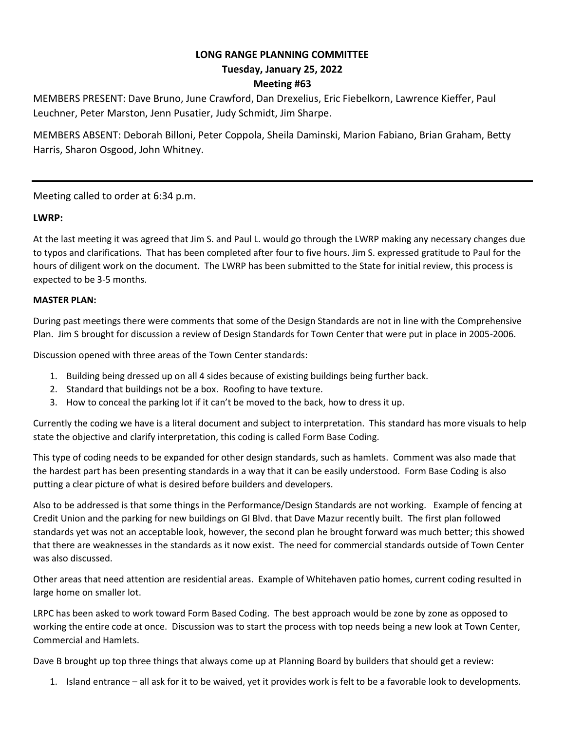# LONG RANGE PLANNING COMMITTEE
## Tuesday, January 25, 2022
## Meeting #63

MEMBERS PRESENT: Dave Bruno, June Crawford, Dan Drexelius, Eric Fiebelkorn, Lawrence Kieffer, Paul Leuchner, Peter Marston, Jenn Pusatier, Judy Schmidt, Jim Sharpe.

MEMBERS ABSENT: Deborah Billoni, Peter Coppola, Sheila Daminski, Marion Fabiano, Brian Graham, Betty Harris, Sharon Osgood, John Whitney.

---

Meeting called to order at 6:34 p.m.

**LWRP:**

At the last meeting it was agreed that Jim S. and Paul L. would go through the LWRP making any necessary changes due to typos and clarifications. That has been completed after four to five hours. Jim S. expressed gratitude to Paul for the hours of diligent work on the document. The LWRP has been submitted to the State for initial review, this process is expected to be 3-5 months.

**MASTER PLAN:**

During past meetings there were comments that some of the Design Standards are not in line with the Comprehensive Plan. Jim S brought for discussion a review of Design Standards for Town Center that were put in place in 2005-2006.

Discussion opened with three areas of the Town Center standards:

1. Building being dressed up on all 4 sides because of existing buildings being further back.
2. Standard that buildings not be a box. Roofing to have texture.
3. How to conceal the parking lot if it can't be moved to the back, how to dress it up.

Currently the coding we have is a literal document and subject to interpretation. This standard has more visuals to help state the objective and clarify interpretation, this coding is called Form Base Coding.

This type of coding needs to be expanded for other design standards, such as hamlets. Comment was also made that the hardest part has been presenting standards in a way that it can be easily understood. Form Base Coding is also putting a clear picture of what is desired before builders and developers.

Also to be addressed is that some things in the Performance/Design Standards are not working. Example of fencing at Credit Union and the parking for new buildings on GI Blvd. that Dave Mazur recently built. The first plan followed standards yet was not an acceptable look, however, the second plan he brought forward was much better; this showed that there are weaknesses in the standards as it now exist. The need for commercial standards outside of Town Center was also discussed.

Other areas that need attention are residential areas. Example of Whitehaven patio homes, current coding resulted in large home on smaller lot.

LRPC has been asked to work toward Form Based Coding. The best approach would be zone by zone as opposed to working the entire code at once. Discussion was to start the process with top needs being a new look at Town Center, Commercial and Hamlets.

Dave B brought up top three things that always come up at Planning Board by builders that should get a review:

1. Island entrance – all ask for it to be waived, yet it provides work is felt to be a favorable look to developments.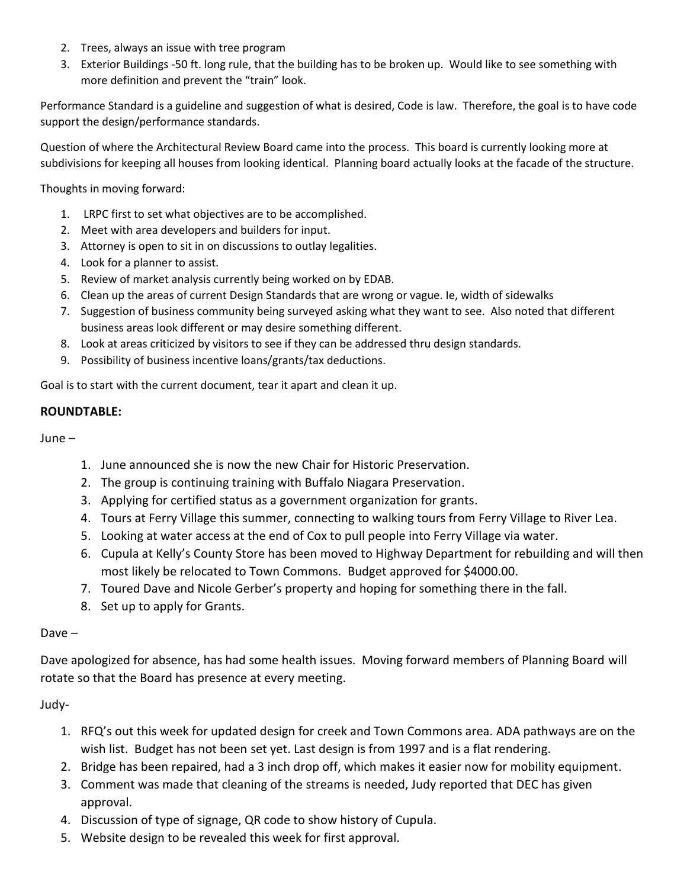2. Trees, always an issue with tree program
3. Exterior Buildings -50 ft. long rule, that the building has to be broken up. Would like to see something with more definition and prevent the "train" look.

Performance Standard is a guideline and suggestion of what is desired, Code is law. Therefore, the goal is to have code support the design/performance standards.

Question of where the Architectural Review Board came into the process. This board is currently looking more at subdivisions for keeping all houses from looking identical. Planning board actually looks at the facade of the structure.

Thoughts in moving forward:

1. LRPC first to set what objectives are to be accomplished.
2. Meet with area developers and builders for input.
3. Attorney is open to sit in on discussions to outlay legalities.
4. Look for a planner to assist.
5. Review of market analysis currently being worked on by EDAB.
6. Clean up the areas of current Design Standards that are wrong or vague. Ie, width of sidewalks
7. Suggestion of business community being surveyed asking what they want to see. Also noted that different business areas look different or may desire something different.
8. Look at areas criticized by visitors to see if they can be addressed thru design standards.
9. Possibility of business incentive loans/grants/tax deductions.

Goal is to start with the current document, tear it apart and clean it up.

**ROUNDTABLE:**

June –

1. June announced she is now the new Chair for Historic Preservation.
2. The group is continuing training with Buffalo Niagara Preservation.
3. Applying for certified status as a government organization for grants.
4. Tours at Ferry Village this summer, connecting to walking tours from Ferry Village to River Lea.
5. Looking at water access at the end of Cox to pull people into Ferry Village via water.
6. Cupula at Kelly's County Store has been moved to Highway Department for rebuilding and will then most likely be relocated to Town Commons. Budget approved for $4000.00.
7. Toured Dave and Nicole Gerber's property and hoping for something there in the fall.
8. Set up to apply for Grants.

Dave –

Dave apologized for absence, has had some health issues. Moving forward members of Planning Board will rotate so that the Board has presence at every meeting.

Judy-

1. RFQ's out this week for updated design for creek and Town Commons area. ADA pathways are on the wish list. Budget has not been set yet. Last design is from 1997 and is a flat rendering.
2. Bridge has been repaired, had a 3 inch drop off, which makes it easier now for mobility equipment.
3. Comment was made that cleaning of the streams is needed, Judy reported that DEC has given approval.
4. Discussion of type of signage, QR code to show history of Cupula.
5. Website design to be revealed this week for first approval.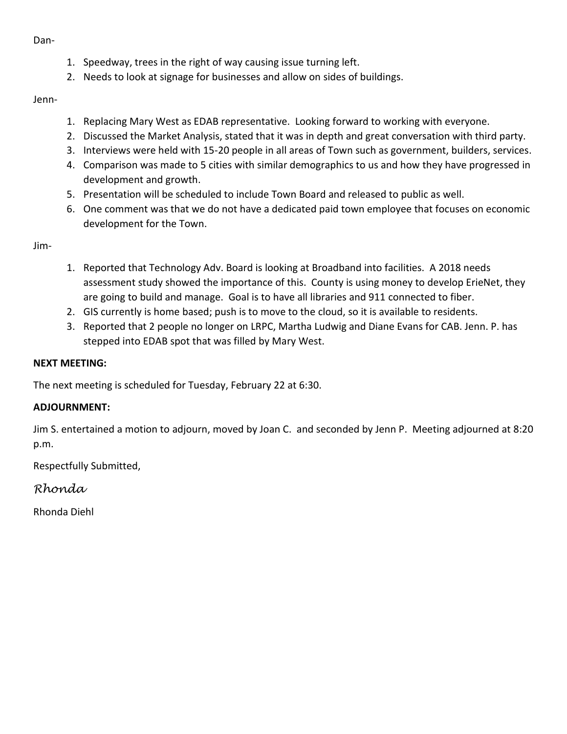Dan-

1. Speedway, trees in the right of way causing issue turning left.
2. Needs to look at signage for businesses and allow on sides of buildings.

Jenn-

1. Replacing Mary West as EDAB representative. Looking forward to working with everyone.
2. Discussed the Market Analysis, stated that it was in depth and great conversation with third party.
3. Interviews were held with 15-20 people in all areas of Town such as government, builders, services.
4. Comparison was made to 5 cities with similar demographics to us and how they have progressed in development and growth.
5. Presentation will be scheduled to include Town Board and released to public as well.
6. One comment was that we do not have a dedicated paid town employee that focuses on economic development for the Town.

Jim-

1. Reported that Technology Adv. Board is looking at Broadband into facilities. A 2018 needs assessment study showed the importance of this. County is using money to develop ErieNet, they are going to build and manage. Goal is to have all libraries and 911 connected to fiber.
2. GIS currently is home based; push is to move to the cloud, so it is available to residents.
3. Reported that 2 people no longer on LRPC, Martha Ludwig and Diane Evans for CAB. Jenn. P. has stepped into EDAB spot that was filled by Mary West.

**NEXT MEETING:**

The next meeting is scheduled for Tuesday, February 22 at 6:30.

**ADJOURNMENT:**

Jim S. entertained a motion to adjourn, moved by Joan C. and seconded by Jenn P. Meeting adjourned at 8:20 p.m.

Respectfully Submitted,

*Rhonda*

Rhonda Diehl